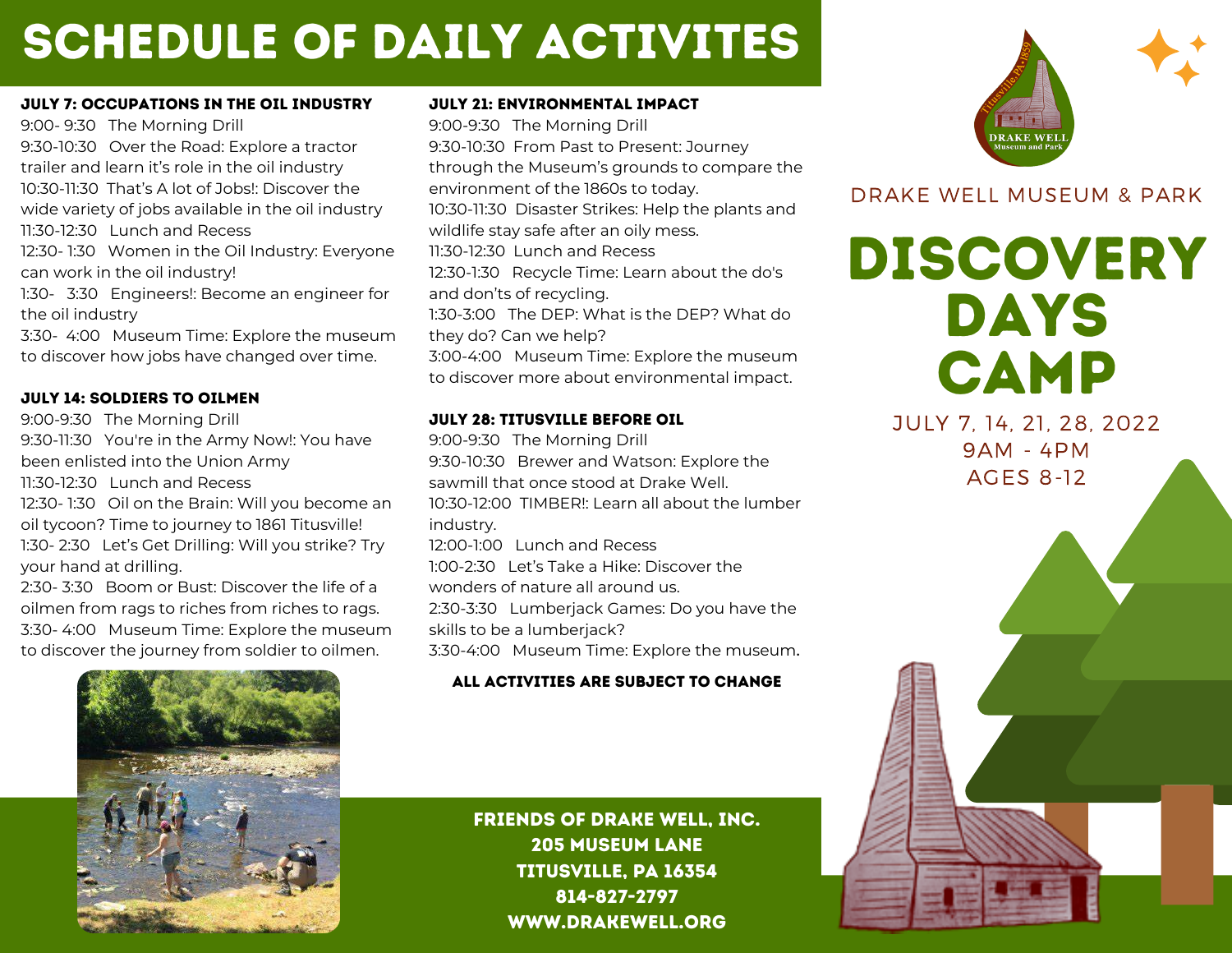# SCHEDULE OF DAILY ACTIVITES

**JULY 7: OCCUPATIONS IN THE OIL INDUSTRY**

9:00- 9:30 The Morning Drill
9:30-10:30 Over the Road: Explore a tractor trailer and learn it's role in the oil industry
10:30-11:30 That's A lot of Jobs!: Discover the wide variety of jobs available in the oil industry
11:30-12:30 Lunch and Recess
12:30- 1:30 Women in the Oil Industry: Everyone can work in the oil industry!
1:30- 3:30 Engineers!: Become an engineer for the oil industry
3:30- 4:00 Museum Time: Explore the museum to discover how jobs have changed over time.

**JULY 14: SOLDIERS TO OILMEN**

9:00-9:30 The Morning Drill
9:30-11:30 You're in the Army Now!: You have been enlisted into the Union Army
11:30-12:30 Lunch and Recess
12:30- 1:30 Oil on the Brain: Will you become an oil tycoon? Time to journey to 1861 Titusville!
1:30- 2:30 Let's Get Drilling: Will you strike? Try your hand at drilling.
2:30- 3:30 Boom or Bust: Discover the life of a oilmen from rags to riches from riches to rags.
3:30- 4:00 Museum Time: Explore the museum to discover the journey from soldier to oilmen.

**JULY 21: ENVIRONMENTAL IMPACT**

9:00-9:30 The Morning Drill
9:30-10:30 From Past to Present: Journey through the Museum's grounds to compare the environment of the 1860s to today.
10:30-11:30 Disaster Strikes: Help the plants and wildlife stay safe after an oily mess.
11:30-12:30 Lunch and Recess
12:30-1:30 Recycle Time: Learn about the do's and don'ts of recycling.
1:30-3:00 The DEP: What is the DEP? What do they do? Can we help?
3:00-4:00 Museum Time: Explore the museum to discover more about environmental impact.

**JULY 28: TITUSVILLE BEFORE OIL**

9:00-9:30 The Morning Drill
9:30-10:30 Brewer and Watson: Explore the sawmill that once stood at Drake Well.
10:30-12:00 TIMBER!: Learn all about the lumber industry.
12:00-1:00 Lunch and Recess
1:00-2:30 Let's Take a Hike: Discover the wonders of nature all around us.
2:30-3:30 Lumberjack Games: Do you have the skills to be a lumberjack?
3:30-4:00 Museum Time: Explore the museum.

**ALL ACTIVITIES ARE SUBJECT TO CHANGE**

**FRIENDS OF DRAKE WELL, INC.**
**205 MUSEUM LANE**
**TITUSVILLE, PA 16354**
**814-827-2797**
**WWW.DRAKEWELL.ORG**

DRAKE WELL MUSEUM & PARK

# DISCOVERY DAYS CAMP

JULY 7, 14, 21, 28, 2022
9AM - 4PM
AGES 8-12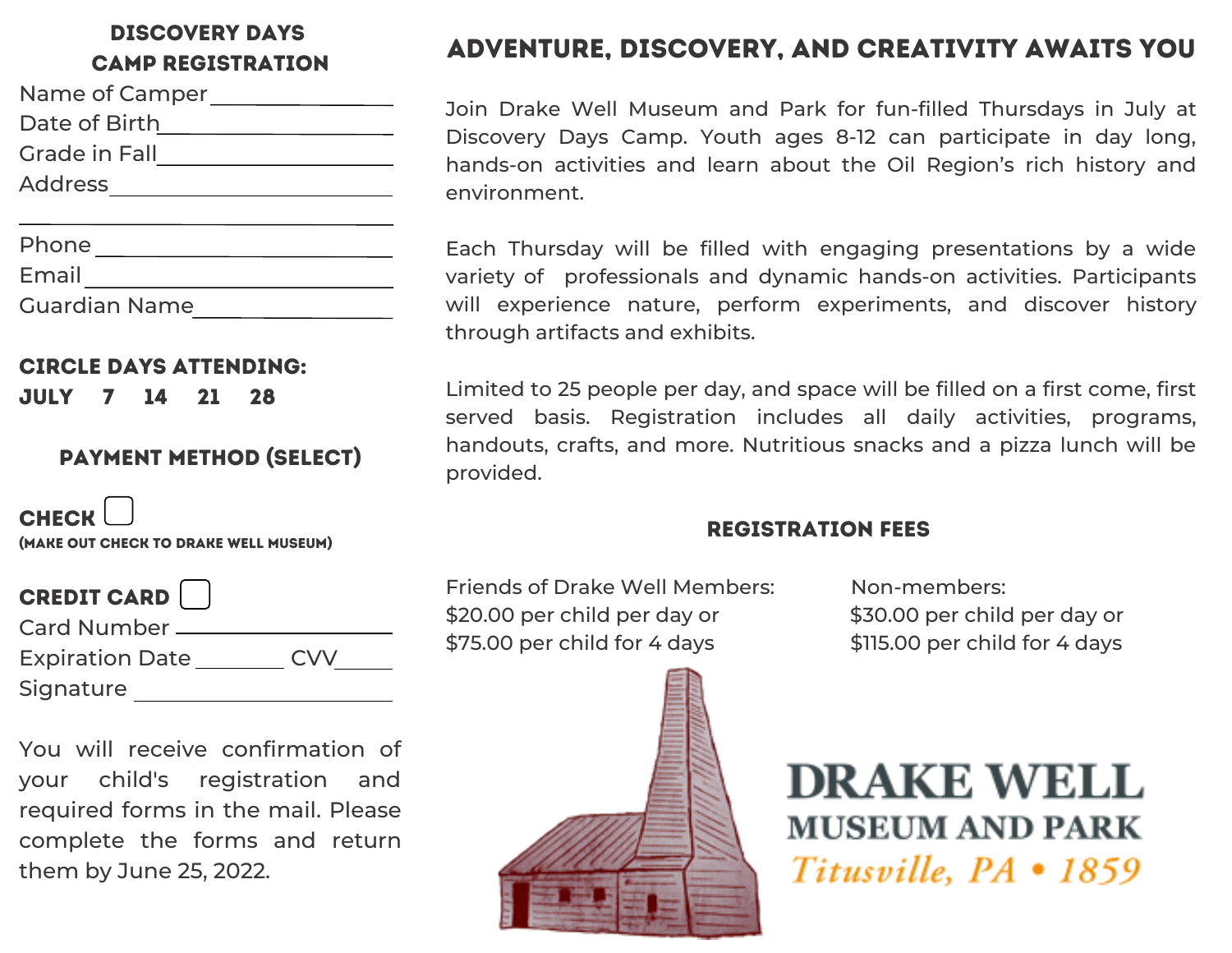## DISCOVERY DAYS CAMP REGISTRATION

Name of Camper ________________

Date of Birth ________________

Grade in Fall ________________

Address ________________

________________

Phone ________________

Email ________________

Guardian Name ________________

**CIRCLE DAYS ATTENDING:**

**JULY 7 14 21 28**

**PAYMENT METHOD (SELECT)**

**CHECK** ☐
**(MAKE OUT CHECK TO DRAKE WELL MUSEUM)**

**CREDIT CARD** ☐

Card Number ________________

Expiration Date ________ CVV______

Signature ________________

You will receive confirmation of your child's registration and required forms in the mail. Please complete the forms and return them by June 25, 2022.

## ADVENTURE, DISCOVERY, AND CREATIVITY AWAITS YOU

Join Drake Well Museum and Park for fun-filled Thursdays in July at Discovery Days Camp. Youth ages 8-12 can participate in day long, hands-on activities and learn about the Oil Region's rich history and environment.

Each Thursday will be filled with engaging presentations by a wide variety of professionals and dynamic hands-on activities. Participants will experience nature, perform experiments, and discover history through artifacts and exhibits.

Limited to 25 people per day, and space will be filled on a first come, first served basis. Registration includes all daily activities, programs, handouts, crafts, and more. Nutritious snacks and a pizza lunch will be provided.

### REGISTRATION FEES

Friends of Drake Well Members:
$20.00 per child per day or
$75.00 per child for 4 days

Non-members:
$30.00 per child per day or
$115.00 per child for 4 days

DRAKE WELL
MUSEUM AND PARK
*Titusville, PA • 1859*